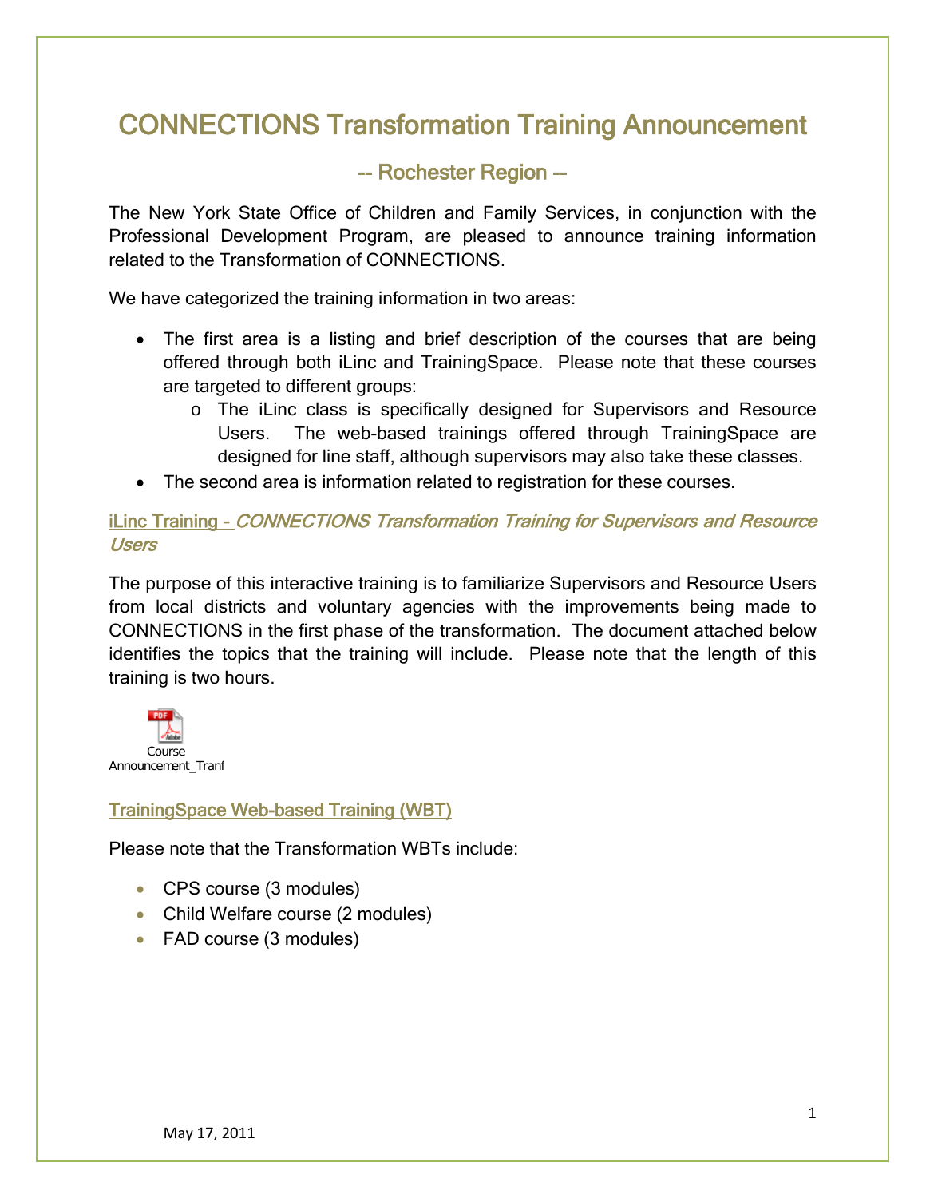# CONNECTIONS Transformation Training Announcement

## -- Rochester Region --

The New York State Office of Children and Family Services, in conjunction with the Professional Development Program, are pleased to announce training information related to the Transformation of CONNECTIONS.

We have categorized the training information in two areas:

- The first area is a listing and brief description of the courses that are being offered through both iLinc and TrainingSpace. Please note that these courses are targeted to different groups:
  - The iLinc class is specifically designed for Supervisors and Resource Users. The web-based trainings offered through TrainingSpace are designed for line staff, although supervisors may also take these classes.
- The second area is information related to registration for these courses.

### iLinc Training - *CONNECTIONS Transformation Training for Supervisors and Resource Users*

The purpose of this interactive training is to familiarize Supervisors and Resource Users from local districts and voluntary agencies with the improvements being made to CONNECTIONS in the first phase of the transformation. The document attached below identifies the topics that the training will include. Please note that the length of this training is two hours.

Course Announcement_Tranf

### TrainingSpace Web-based Training (WBT)

Please note that the Transformation WBTs include:

- CPS course (3 modules)
- Child Welfare course (2 modules)
- FAD course (3 modules)

May 17, 2011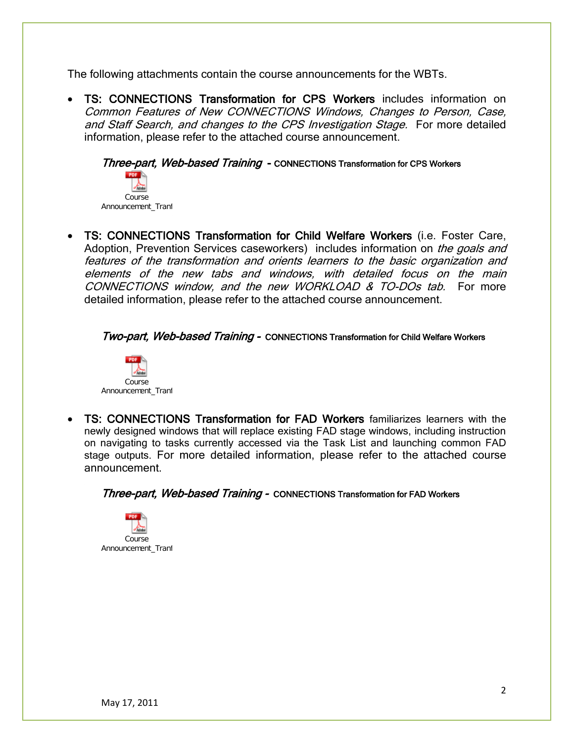The following attachments contain the course announcements for the WBTs.

- **TS: CONNECTIONS Transformation for CPS Workers** includes information on *Common Features of New CONNECTIONS Windows, Changes to Person, Case, and Staff Search, and changes to the CPS Investigation Stage.* For more detailed information, please refer to the attached course announcement.

  ***Three-part, Web-based Training*** **- CONNECTIONS Transformation for CPS Workers**

  Course Announcement_Tranf

- **TS: CONNECTIONS Transformation for Child Welfare Workers** (i.e. Foster Care, Adoption, Prevention Services caseworkers) includes information on *the goals and features of the transformation and orients learners to the basic organization and elements of the new tabs and windows, with detailed focus on the main CONNECTIONS window, and the new WORKLOAD & TO-DOs tab.* For more detailed information, please refer to the attached course announcement.

  ***Two-part, Web-based Training -*** **CONNECTIONS Transformation for Child Welfare Workers**

  Course Announcement_Tranf

- **TS: CONNECTIONS Transformation for FAD Workers** familiarizes learners with the newly designed windows that will replace existing FAD stage windows, including instruction on navigating to tasks currently accessed via the Task List and launching common FAD stage outputs. For more detailed information, please refer to the attached course announcement.

  ***Three-part, Web-based Training -*** **CONNECTIONS Transformation for FAD Workers**

  Course Announcement_Tranf

May 17, 2011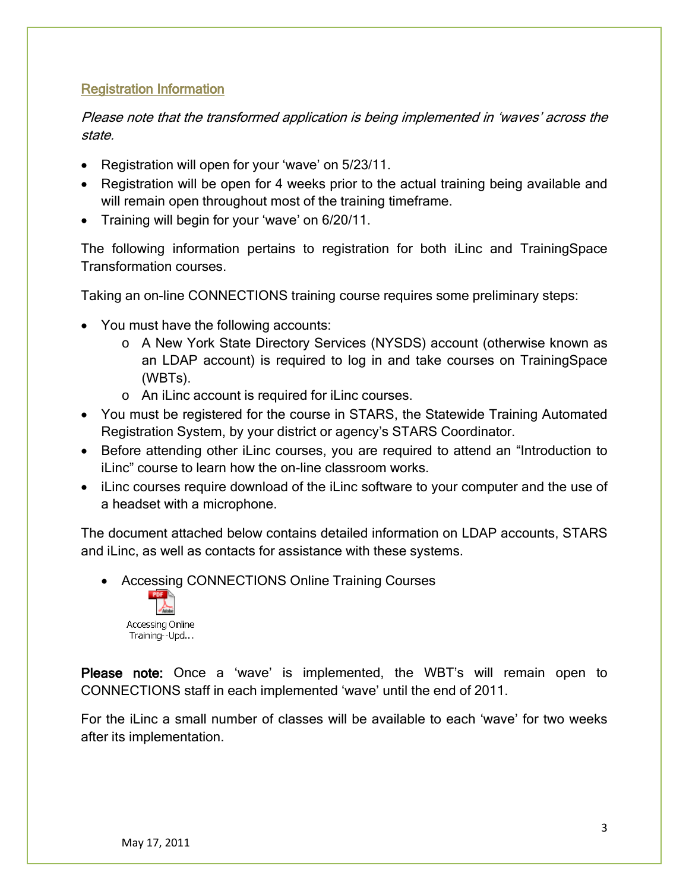## Registration Information

*Please note that the transformed application is being implemented in 'waves' across the state.*

- Registration will open for your 'wave' on 5/23/11.
- Registration will be open for 4 weeks prior to the actual training being available and will remain open throughout most of the training timeframe.
- Training will begin for your 'wave' on 6/20/11.

The following information pertains to registration for both iLinc and TrainingSpace Transformation courses.

Taking an on-line CONNECTIONS training course requires some preliminary steps:

- You must have the following accounts:
    - A New York State Directory Services (NYSDS) account (otherwise known as an LDAP account) is required to log in and take courses on TrainingSpace (WBTs).
    - An iLinc account is required for iLinc courses.
- You must be registered for the course in STARS, the Statewide Training Automated Registration System, by your district or agency's STARS Coordinator.
- Before attending other iLinc courses, you are required to attend an "Introduction to iLinc" course to learn how the on-line classroom works.
- iLinc courses require download of the iLinc software to your computer and the use of a headset with a microphone.

The document attached below contains detailed information on LDAP accounts, STARS and iLinc, as well as contacts for assistance with these systems.

- Accessing CONNECTIONS Online Training Courses

  Accessing Online Training--Upd...

**Please note:** Once a 'wave' is implemented, the WBT's will remain open to CONNECTIONS staff in each implemented 'wave' until the end of 2011.

For the iLinc a small number of classes will be available to each 'wave' for two weeks after its implementation.

May 17, 2011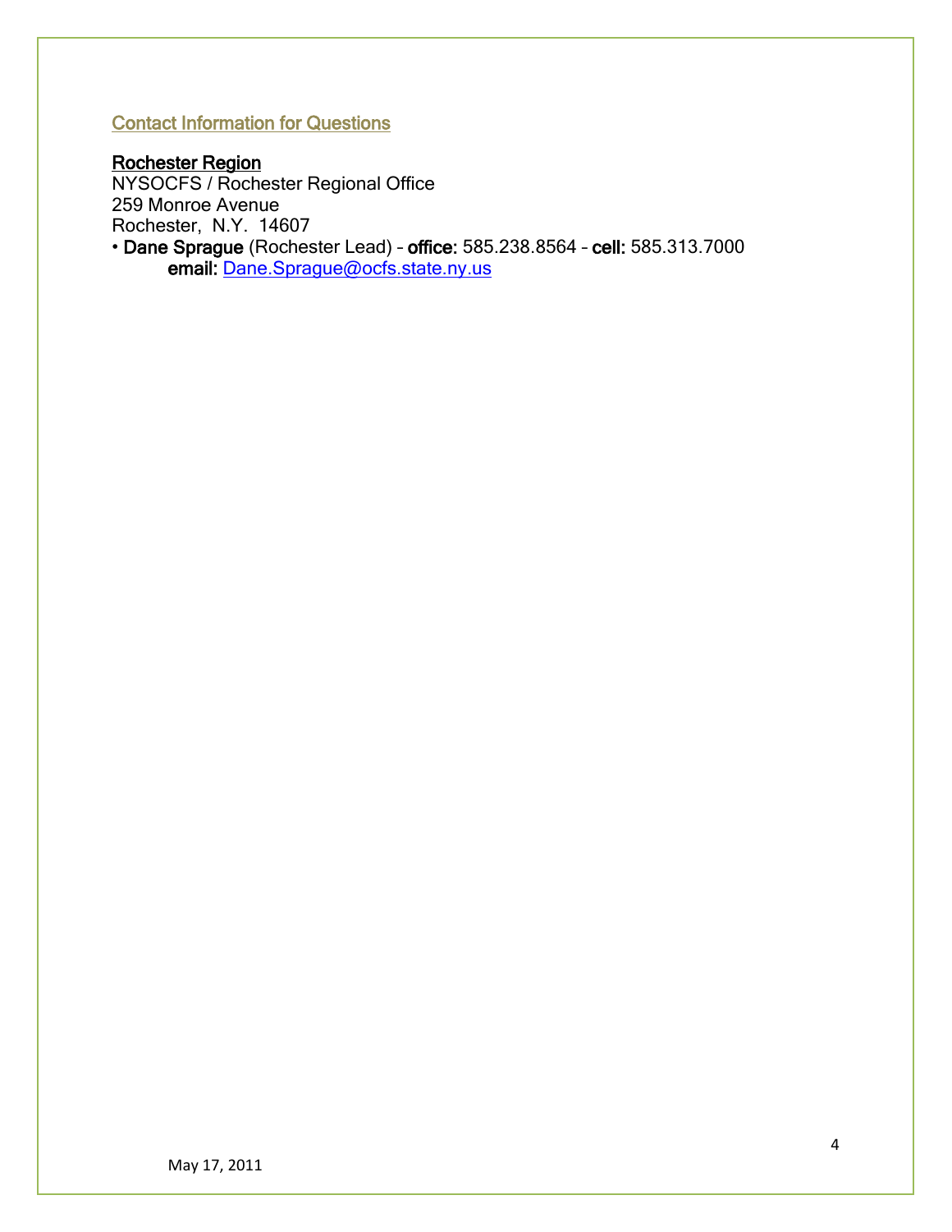## Contact Information for Questions

**Rochester Region**

NYSOCFS / Rochester Regional Office
259 Monroe Avenue
Rochester, N.Y. 14607

- **Dane Sprague** (Rochester Lead) – **office:** 585.238.8564 – **cell:** 585.313.7000
  **email:** Dane.Sprague@ocfs.state.ny.us

May 17, 2011